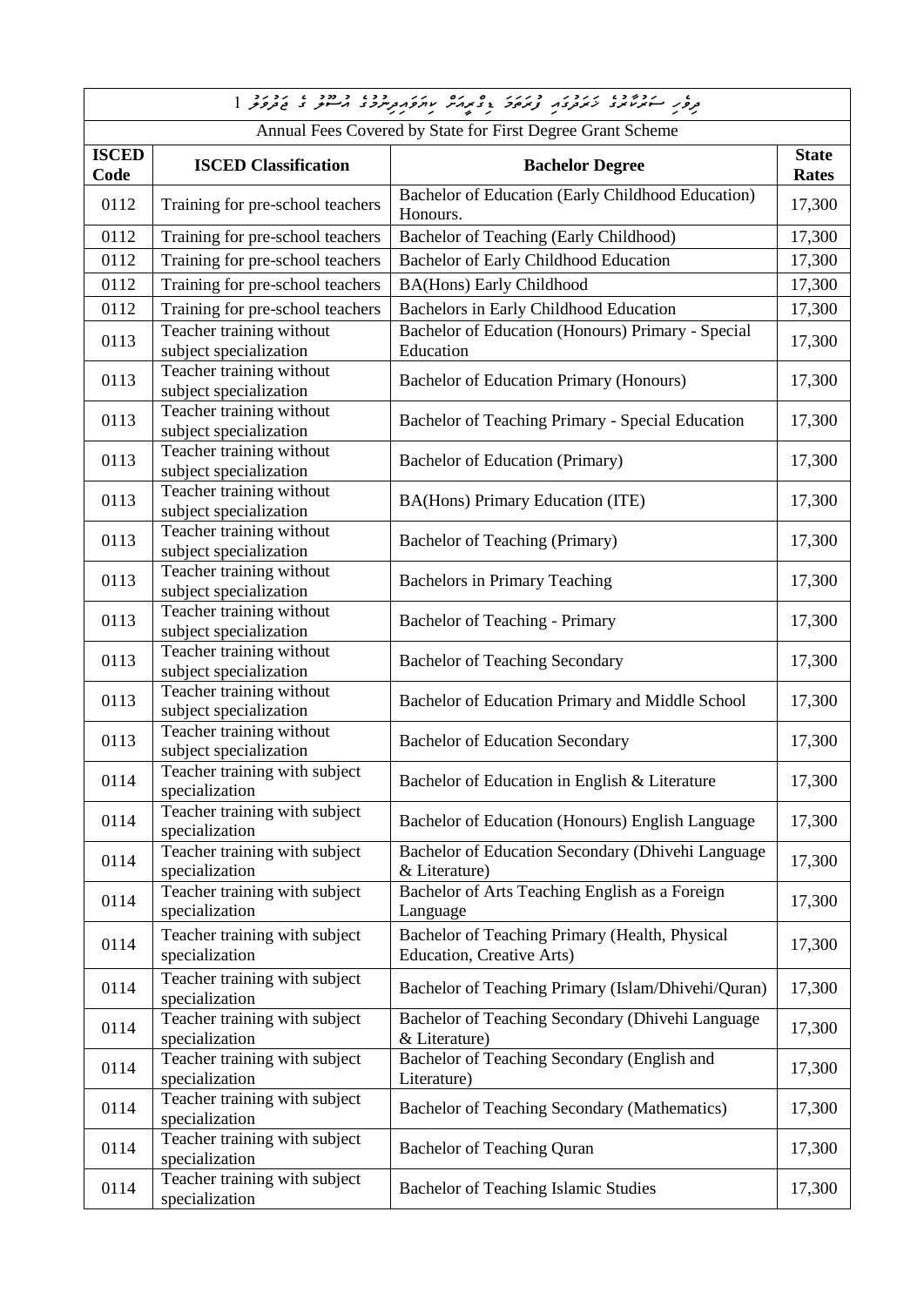ދިވެހި ސަރުކާރުގެ ހަރަދުގައި ފުރަތަމަ ޑިގްރީއަށް ކިޔަވައިދިނުމުގެ އުސޫލު ގެ ޖަދުވަލު 1

Annual Fees Covered by State for First Degree Grant Scheme

| ISCED Code | ISCED Classification | Bachelor Degree | State Rates |
|---|---|---|---|
| 0112 | Training for pre-school teachers | Bachelor of Education (Early Childhood Education) Honours. | 17,300 |
| 0112 | Training for pre-school teachers | Bachelor of Teaching (Early Childhood) | 17,300 |
| 0112 | Training for pre-school teachers | Bachelor of Early Childhood Education | 17,300 |
| 0112 | Training for pre-school teachers | BA(Hons) Early Childhood | 17,300 |
| 0112 | Training for pre-school teachers | Bachelors in Early Childhood Education | 17,300 |
| 0113 | Teacher training without subject specialization | Bachelor of Education (Honours) Primary - Special Education | 17,300 |
| 0113 | Teacher training without subject specialization | Bachelor of Education Primary (Honours) | 17,300 |
| 0113 | Teacher training without subject specialization | Bachelor of Teaching Primary - Special Education | 17,300 |
| 0113 | Teacher training without subject specialization | Bachelor of Education (Primary) | 17,300 |
| 0113 | Teacher training without subject specialization | BA(Hons) Primary Education (ITE) | 17,300 |
| 0113 | Teacher training without subject specialization | Bachelor of Teaching (Primary) | 17,300 |
| 0113 | Teacher training without subject specialization | Bachelors in Primary Teaching | 17,300 |
| 0113 | Teacher training without subject specialization | Bachelor of Teaching - Primary | 17,300 |
| 0113 | Teacher training without subject specialization | Bachelor of Teaching Secondary | 17,300 |
| 0113 | Teacher training without subject specialization | Bachelor of Education Primary and Middle School | 17,300 |
| 0113 | Teacher training without subject specialization | Bachelor of Education Secondary | 17,300 |
| 0114 | Teacher training with subject specialization | Bachelor of Education in English & Literature | 17,300 |
| 0114 | Teacher training with subject specialization | Bachelor of Education (Honours) English Language | 17,300 |
| 0114 | Teacher training with subject specialization | Bachelor of Education Secondary (Dhivehi Language & Literature) | 17,300 |
| 0114 | Teacher training with subject specialization | Bachelor of Arts Teaching English as a Foreign Language | 17,300 |
| 0114 | Teacher training with subject specialization | Bachelor of Teaching Primary (Health, Physical Education, Creative Arts) | 17,300 |
| 0114 | Teacher training with subject specialization | Bachelor of Teaching Primary (Islam/Dhivehi/Quran) | 17,300 |
| 0114 | Teacher training with subject specialization | Bachelor of Teaching Secondary (Dhivehi Language & Literature) | 17,300 |
| 0114 | Teacher training with subject specialization | Bachelor of Teaching Secondary (English and Literature) | 17,300 |
| 0114 | Teacher training with subject specialization | Bachelor of Teaching Secondary (Mathematics) | 17,300 |
| 0114 | Teacher training with subject specialization | Bachelor of Teaching Quran | 17,300 |
| 0114 | Teacher training with subject specialization | Bachelor of Teaching Islamic Studies | 17,300 |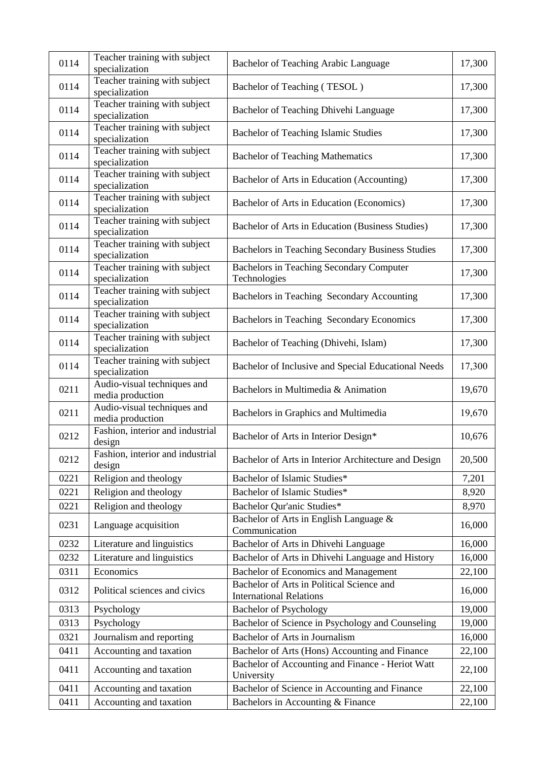| | | | |
|---|---|---|---|
| 0114 | Teacher training with subject specialization | Bachelor of Teaching Arabic Language | 17,300 |
| 0114 | Teacher training with subject specialization | Bachelor of Teaching ( TESOL ) | 17,300 |
| 0114 | Teacher training with subject specialization | Bachelor of Teaching Dhivehi Language | 17,300 |
| 0114 | Teacher training with subject specialization | Bachelor of Teaching Islamic Studies | 17,300 |
| 0114 | Teacher training with subject specialization | Bachelor of Teaching Mathematics | 17,300 |
| 0114 | Teacher training with subject specialization | Bachelor of Arts in Education (Accounting) | 17,300 |
| 0114 | Teacher training with subject specialization | Bachelor of Arts in Education (Economics) | 17,300 |
| 0114 | Teacher training with subject specialization | Bachelor of Arts in Education (Business Studies) | 17,300 |
| 0114 | Teacher training with subject specialization | Bachelors in Teaching Secondary Business Studies | 17,300 |
| 0114 | Teacher training with subject specialization | Bachelors in Teaching Secondary Computer Technologies | 17,300 |
| 0114 | Teacher training with subject specialization | Bachelors in Teaching Secondary Accounting | 17,300 |
| 0114 | Teacher training with subject specialization | Bachelors in Teaching Secondary Economics | 17,300 |
| 0114 | Teacher training with subject specialization | Bachelor of Teaching (Dhivehi, Islam) | 17,300 |
| 0114 | Teacher training with subject specialization | Bachelor of Inclusive and Special Educational Needs | 17,300 |
| 0211 | Audio-visual techniques and media production | Bachelors in Multimedia & Animation | 19,670 |
| 0211 | Audio-visual techniques and media production | Bachelors in Graphics and Multimedia | 19,670 |
| 0212 | Fashion, interior and industrial design | Bachelor of Arts in Interior Design* | 10,676 |
| 0212 | Fashion, interior and industrial design | Bachelor of Arts in Interior Architecture and Design | 20,500 |
| 0221 | Religion and theology | Bachelor of Islamic Studies* | 7,201 |
| 0221 | Religion and theology | Bachelor of Islamic Studies* | 8,920 |
| 0221 | Religion and theology | Bachelor Qur'anic Studies* | 8,970 |
| 0231 | Language acquisition | Bachelor of Arts in English Language & Communication | 16,000 |
| 0232 | Literature and linguistics | Bachelor of Arts in Dhivehi Language | 16,000 |
| 0232 | Literature and linguistics | Bachelor of Arts in Dhivehi Language and History | 16,000 |
| 0311 | Economics | Bachelor of Economics and Management | 22,100 |
| 0312 | Political sciences and civics | Bachelor of Arts in Political Science and International Relations | 16,000 |
| 0313 | Psychology | Bachelor of Psychology | 19,000 |
| 0313 | Psychology | Bachelor of Science in Psychology and Counseling | 19,000 |
| 0321 | Journalism and reporting | Bachelor of Arts in Journalism | 16,000 |
| 0411 | Accounting and taxation | Bachelor of Arts (Hons) Accounting and Finance | 22,100 |
| 0411 | Accounting and taxation | Bachelor of Accounting and Finance - Heriot Watt University | 22,100 |
| 0411 | Accounting and taxation | Bachelor of Science in Accounting and Finance | 22,100 |
| 0411 | Accounting and taxation | Bachelors in Accounting & Finance | 22,100 |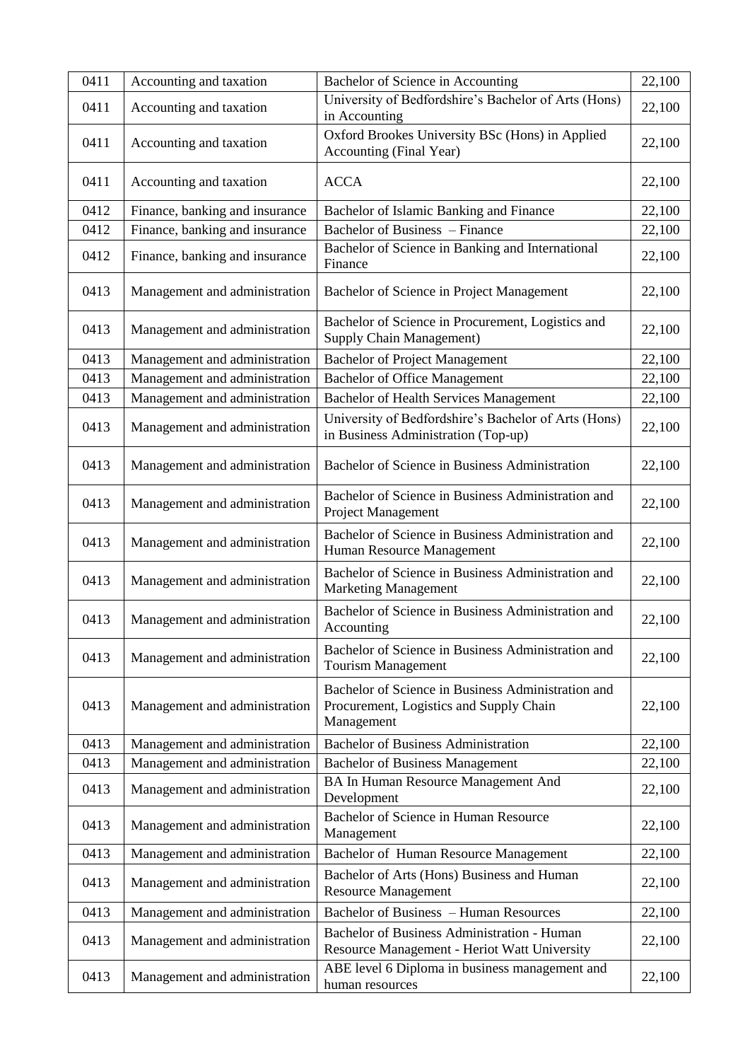| 0411 | Accounting and taxation | Bachelor of Science in Accounting | 22,100 |
|---|---|---|---|
| 0411 | Accounting and taxation | University of Bedfordshire's Bachelor of Arts (Hons) in Accounting | 22,100 |
| 0411 | Accounting and taxation | Oxford Brookes University BSc (Hons) in Applied Accounting (Final Year) | 22,100 |
| 0411 | Accounting and taxation | ACCA | 22,100 |
| 0412 | Finance, banking and insurance | Bachelor of Islamic Banking and Finance | 22,100 |
| 0412 | Finance, banking and insurance | Bachelor of Business – Finance | 22,100 |
| 0412 | Finance, banking and insurance | Bachelor of Science in Banking and International Finance | 22,100 |
| 0413 | Management and administration | Bachelor of Science in Project Management | 22,100 |
| 0413 | Management and administration | Bachelor of Science in Procurement, Logistics and Supply Chain Management) | 22,100 |
| 0413 | Management and administration | Bachelor of Project Management | 22,100 |
| 0413 | Management and administration | Bachelor of Office Management | 22,100 |
| 0413 | Management and administration | Bachelor of Health Services Management | 22,100 |
| 0413 | Management and administration | University of Bedfordshire's Bachelor of Arts (Hons) in Business Administration (Top-up) | 22,100 |
| 0413 | Management and administration | Bachelor of Science in Business Administration | 22,100 |
| 0413 | Management and administration | Bachelor of Science in Business Administration and Project Management | 22,100 |
| 0413 | Management and administration | Bachelor of Science in Business Administration and Human Resource Management | 22,100 |
| 0413 | Management and administration | Bachelor of Science in Business Administration and Marketing Management | 22,100 |
| 0413 | Management and administration | Bachelor of Science in Business Administration and Accounting | 22,100 |
| 0413 | Management and administration | Bachelor of Science in Business Administration and Tourism Management | 22,100 |
| 0413 | Management and administration | Bachelor of Science in Business Administration and Procurement, Logistics and Supply Chain Management | 22,100 |
| 0413 | Management and administration | Bachelor of Business Administration | 22,100 |
| 0413 | Management and administration | Bachelor of Business Management | 22,100 |
| 0413 | Management and administration | BA In Human Resource Management And Development | 22,100 |
| 0413 | Management and administration | Bachelor of Science in Human Resource Management | 22,100 |
| 0413 | Management and administration | Bachelor of Human Resource Management | 22,100 |
| 0413 | Management and administration | Bachelor of Arts (Hons) Business and Human Resource Management | 22,100 |
| 0413 | Management and administration | Bachelor of Business – Human Resources | 22,100 |
| 0413 | Management and administration | Bachelor of Business Administration - Human Resource Management - Heriot Watt University | 22,100 |
| 0413 | Management and administration | ABE level 6 Diploma in business management and human resources | 22,100 |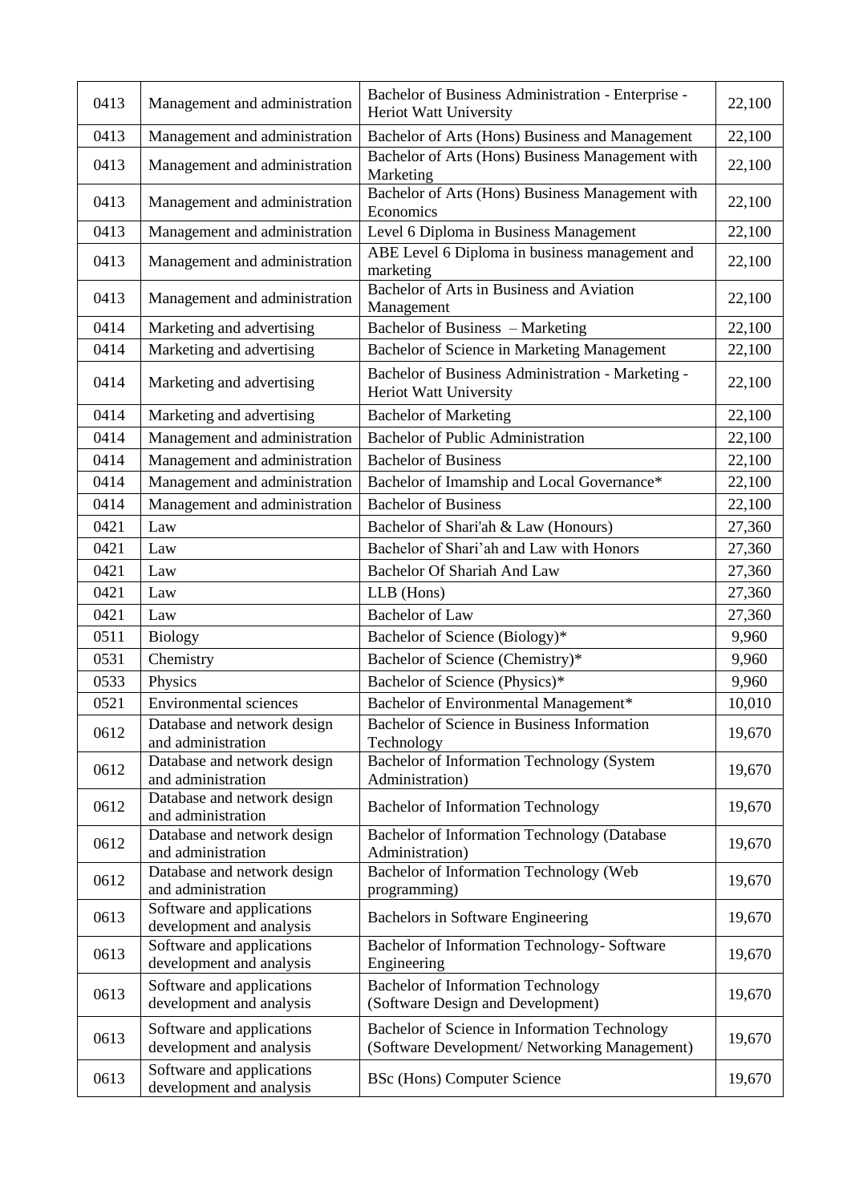| 0413 | Management and administration | Bachelor of Business Administration - Enterprise - Heriot Watt University | 22,100 |
|---|---|---|---|
| 0413 | Management and administration | Bachelor of Arts (Hons) Business and Management | 22,100 |
| 0413 | Management and administration | Bachelor of Arts (Hons) Business Management with Marketing | 22,100 |
| 0413 | Management and administration | Bachelor of Arts (Hons) Business Management with Economics | 22,100 |
| 0413 | Management and administration | Level 6 Diploma in Business Management | 22,100 |
| 0413 | Management and administration | ABE Level 6 Diploma in business management and marketing | 22,100 |
| 0413 | Management and administration | Bachelor of Arts in Business and Aviation Management | 22,100 |
| 0414 | Marketing and advertising | Bachelor of Business – Marketing | 22,100 |
| 0414 | Marketing and advertising | Bachelor of Science in Marketing Management | 22,100 |
| 0414 | Marketing and advertising | Bachelor of Business Administration - Marketing - Heriot Watt University | 22,100 |
| 0414 | Marketing and advertising | Bachelor of Marketing | 22,100 |
| 0414 | Management and administration | Bachelor of Public Administration | 22,100 |
| 0414 | Management and administration | Bachelor of Business | 22,100 |
| 0414 | Management and administration | Bachelor of Imamship and Local Governance* | 22,100 |
| 0414 | Management and administration | Bachelor of Business | 22,100 |
| 0421 | Law | Bachelor of Shari'ah & Law (Honours) | 27,360 |
| 0421 | Law | Bachelor of Shari'ah and Law with Honors | 27,360 |
| 0421 | Law | Bachelor Of Shariah And Law | 27,360 |
| 0421 | Law | LLB (Hons) | 27,360 |
| 0421 | Law | Bachelor of Law | 27,360 |
| 0511 | Biology | Bachelor of Science (Biology)* | 9,960 |
| 0531 | Chemistry | Bachelor of Science (Chemistry)* | 9,960 |
| 0533 | Physics | Bachelor of Science (Physics)* | 9,960 |
| 0521 | Environmental sciences | Bachelor of Environmental Management* | 10,010 |
| 0612 | Database and network design and administration | Bachelor of Science in Business Information Technology | 19,670 |
| 0612 | Database and network design and administration | Bachelor of Information Technology (System Administration) | 19,670 |
| 0612 | Database and network design and administration | Bachelor of Information Technology | 19,670 |
| 0612 | Database and network design and administration | Bachelor of Information Technology (Database Administration) | 19,670 |
| 0612 | Database and network design and administration | Bachelor of Information Technology (Web programming) | 19,670 |
| 0613 | Software and applications development and analysis | Bachelors in Software Engineering | 19,670 |
| 0613 | Software and applications development and analysis | Bachelor of Information Technology- Software Engineering | 19,670 |
| 0613 | Software and applications development and analysis | Bachelor of Information Technology (Software Design and Development) | 19,670 |
| 0613 | Software and applications development and analysis | Bachelor of Science in Information Technology (Software Development/ Networking Management) | 19,670 |
| 0613 | Software and applications development and analysis | BSc (Hons) Computer Science | 19,670 |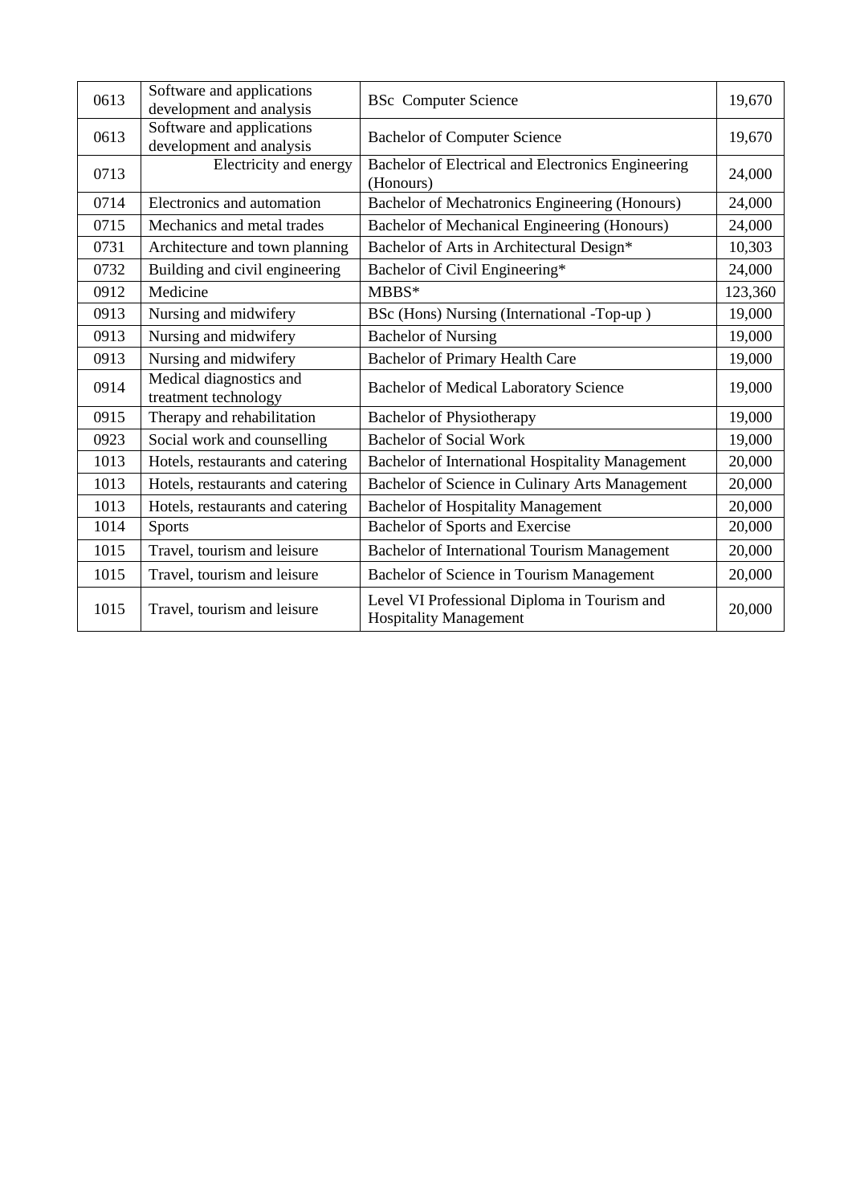| | | | |
|---|---|---|---|
| 0613 | Software and applications development and analysis | BSc Computer Science | 19,670 |
| 0613 | Software and applications development and analysis | Bachelor of Computer Science | 19,670 |
| 0713 | Electricity and energy | Bachelor of Electrical and Electronics Engineering (Honours) | 24,000 |
| 0714 | Electronics and automation | Bachelor of Mechatronics Engineering (Honours) | 24,000 |
| 0715 | Mechanics and metal trades | Bachelor of Mechanical Engineering (Honours) | 24,000 |
| 0731 | Architecture and town planning | Bachelor of Arts in Architectural Design* | 10,303 |
| 0732 | Building and civil engineering | Bachelor of Civil Engineering* | 24,000 |
| 0912 | Medicine | MBBS* | 123,360 |
| 0913 | Nursing and midwifery | BSc (Hons) Nursing (International -Top-up ) | 19,000 |
| 0913 | Nursing and midwifery | Bachelor of Nursing | 19,000 |
| 0913 | Nursing and midwifery | Bachelor of Primary Health Care | 19,000 |
| 0914 | Medical diagnostics and treatment technology | Bachelor of Medical Laboratory Science | 19,000 |
| 0915 | Therapy and rehabilitation | Bachelor of Physiotherapy | 19,000 |
| 0923 | Social work and counselling | Bachelor of Social Work | 19,000 |
| 1013 | Hotels, restaurants and catering | Bachelor of International Hospitality Management | 20,000 |
| 1013 | Hotels, restaurants and catering | Bachelor of Science in Culinary Arts Management | 20,000 |
| 1013 | Hotels, restaurants and catering | Bachelor of Hospitality Management | 20,000 |
| 1014 | Sports | Bachelor of Sports and Exercise | 20,000 |
| 1015 | Travel, tourism and leisure | Bachelor of International Tourism Management | 20,000 |
| 1015 | Travel, tourism and leisure | Bachelor of Science in Tourism Management | 20,000 |
| 1015 | Travel, tourism and leisure | Level VI Professional Diploma in Tourism and Hospitality Management | 20,000 |